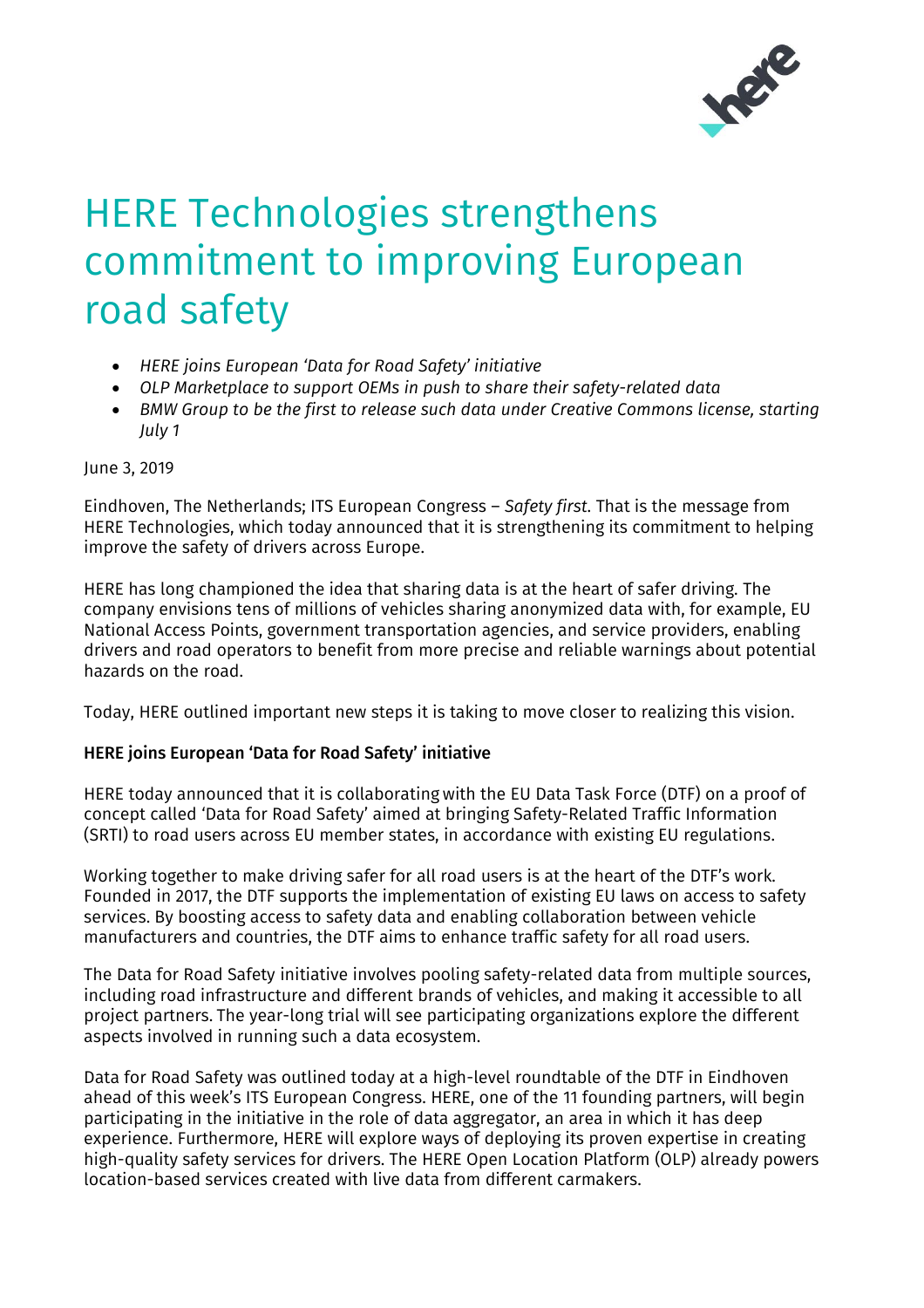# HERE Technologies strengthens commitment to improving European road safety

- *HERE joins European 'Data for Road Safety' initiative*
- *OLP Marketplace to support OEMs in push to share their safety-related data*
- *BMW Group to be the first to release such data under Creative Commons license, starting July 1*

June 3, 2019

Eindhoven, The Netherlands; ITS European Congress – *Safety first.* That is the message from HERE Technologies, which today announced that it is strengthening its commitment to helping improve the safety of drivers across Europe.

HERE has long championed the idea that sharing data is at the heart of safer driving. The company envisions tens of millions of vehicles sharing anonymized data with, for example, EU National Access Points, government transportation agencies, and service providers, enabling drivers and road operators to benefit from more precise and reliable warnings about potential hazards on the road.

Today, HERE outlined important new steps it is taking to move closer to realizing this vision.

**HERE joins European 'Data for Road Safety' initiative**

HERE today announced that it is collaborating with the EU Data Task Force (DTF) on a proof of concept called 'Data for Road Safety' aimed at bringing Safety-Related Traffic Information (SRTI) to road users across EU member states, in accordance with existing EU regulations.

Working together to make driving safer for all road users is at the heart of the DTF's work. Founded in 2017, the DTF supports the implementation of existing EU laws on access to safety services. By boosting access to safety data and enabling collaboration between vehicle manufacturers and countries, the DTF aims to enhance traffic safety for all road users.

The Data for Road Safety initiative involves pooling safety-related data from multiple sources, including road infrastructure and different brands of vehicles, and making it accessible to all project partners. The year-long trial will see participating organizations explore the different aspects involved in running such a data ecosystem.

Data for Road Safety was outlined today at a high-level roundtable of the DTF in Eindhoven ahead of this week's ITS European Congress. HERE, one of the 11 founding partners, will begin participating in the initiative in the role of data aggregator, an area in which it has deep experience. Furthermore, HERE will explore ways of deploying its proven expertise in creating high-quality safety services for drivers. The HERE Open Location Platform (OLP) already powers location-based services created with live data from different carmakers.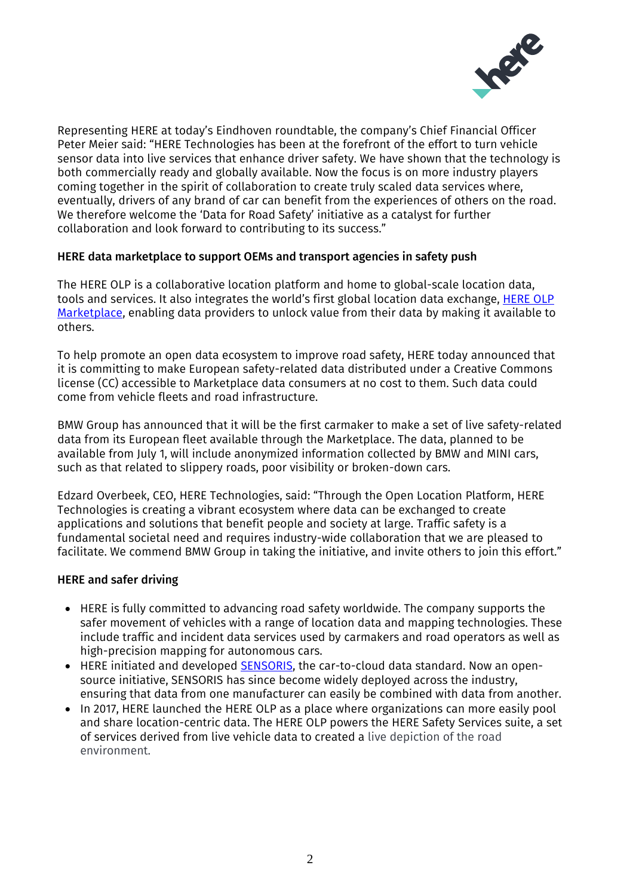Representing HERE at today's Eindhoven roundtable, the company's Chief Financial Officer Peter Meier said: "HERE Technologies has been at the forefront of the effort to turn vehicle sensor data into live services that enhance driver safety. We have shown that the technology is both commercially ready and globally available. Now the focus is on more industry players coming together in the spirit of collaboration to create truly scaled data services where, eventually, drivers of any brand of car can benefit from the experiences of others on the road. We therefore welcome the 'Data for Road Safety' initiative as a catalyst for further collaboration and look forward to contributing to its success."

**HERE data marketplace to support OEMs and transport agencies in safety push**

The HERE OLP is a collaborative location platform and home to global-scale location data, tools and services. It also integrates the world's first global location data exchange, HERE OLP Marketplace, enabling data providers to unlock value from their data by making it available to others.

To help promote an open data ecosystem to improve road safety, HERE today announced that it is committing to make European safety-related data distributed under a Creative Commons license (CC) accessible to Marketplace data consumers at no cost to them. Such data could come from vehicle fleets and road infrastructure.

BMW Group has announced that it will be the first carmaker to make a set of live safety-related data from its European fleet available through the Marketplace. The data, planned to be available from July 1, will include anonymized information collected by BMW and MINI cars, such as that related to slippery roads, poor visibility or broken-down cars.

Edzard Overbeek, CEO, HERE Technologies, said: "Through the Open Location Platform, HERE Technologies is creating a vibrant ecosystem where data can be exchanged to create applications and solutions that benefit people and society at large. Traffic safety is a fundamental societal need and requires industry-wide collaboration that we are pleased to facilitate. We commend BMW Group in taking the initiative, and invite others to join this effort."

**HERE and safer driving**

- HERE is fully committed to advancing road safety worldwide. The company supports the safer movement of vehicles with a range of location data and mapping technologies. These include traffic and incident data services used by carmakers and road operators as well as high-precision mapping for autonomous cars.
- HERE initiated and developed SENSORIS, the car-to-cloud data standard. Now an open-source initiative, SENSORIS has since become widely deployed across the industry, ensuring that data from one manufacturer can easily be combined with data from another.
- In 2017, HERE launched the HERE OLP as a place where organizations can more easily pool and share location-centric data. The HERE OLP powers the HERE Safety Services suite, a set of services derived from live vehicle data to created a live depiction of the road environment.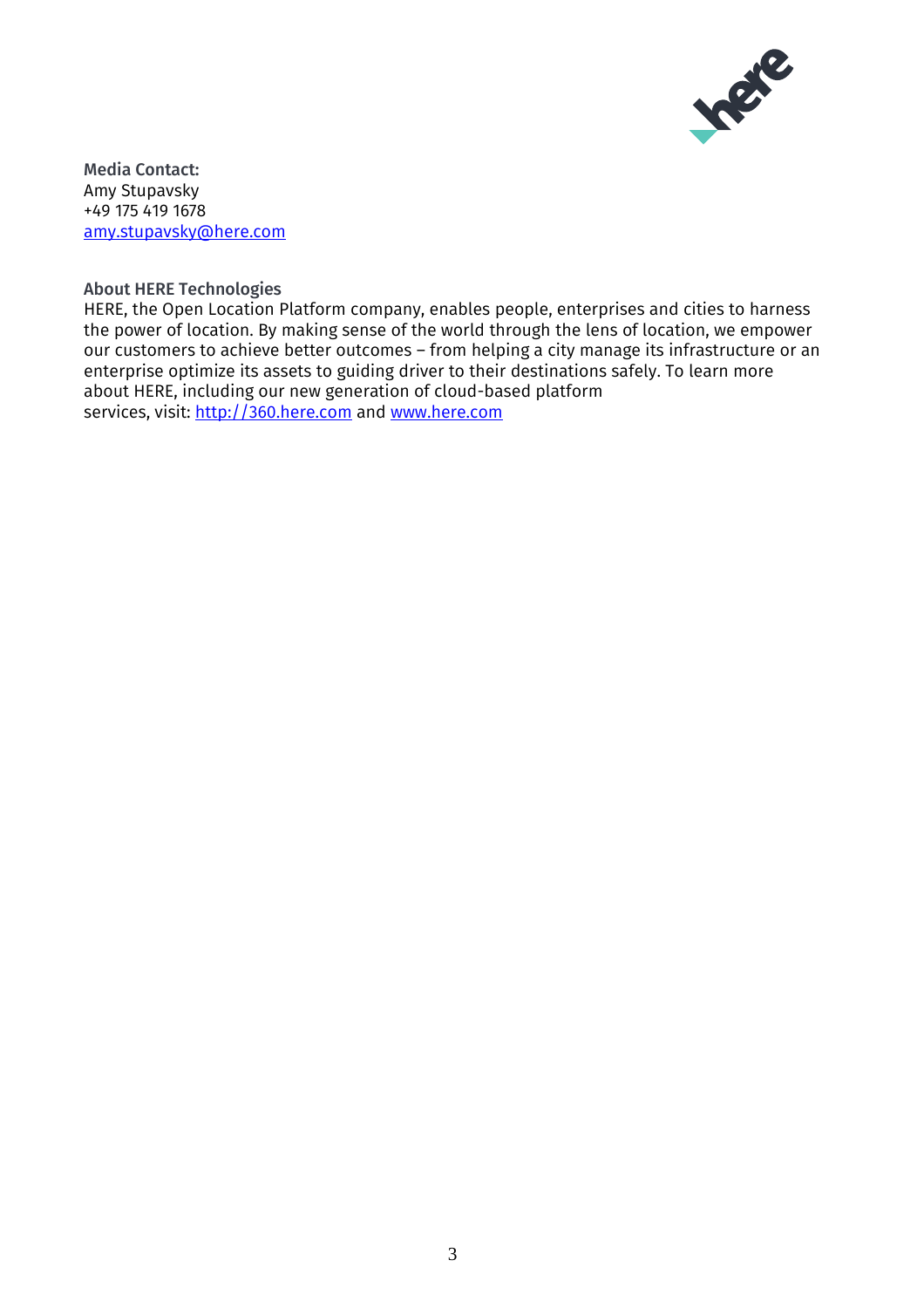**Media Contact:**
Amy Stupavsky
+49 175 419 1678
amy.stupavsky@here.com

**About HERE Technologies**
HERE, the Open Location Platform company, enables people, enterprises and cities to harness the power of location. By making sense of the world through the lens of location, we empower our customers to achieve better outcomes – from helping a city manage its infrastructure or an enterprise optimize its assets to guiding driver to their destinations safely. To learn more about HERE, including our new generation of cloud-based platform services, visit: http://360.here.com and www.here.com